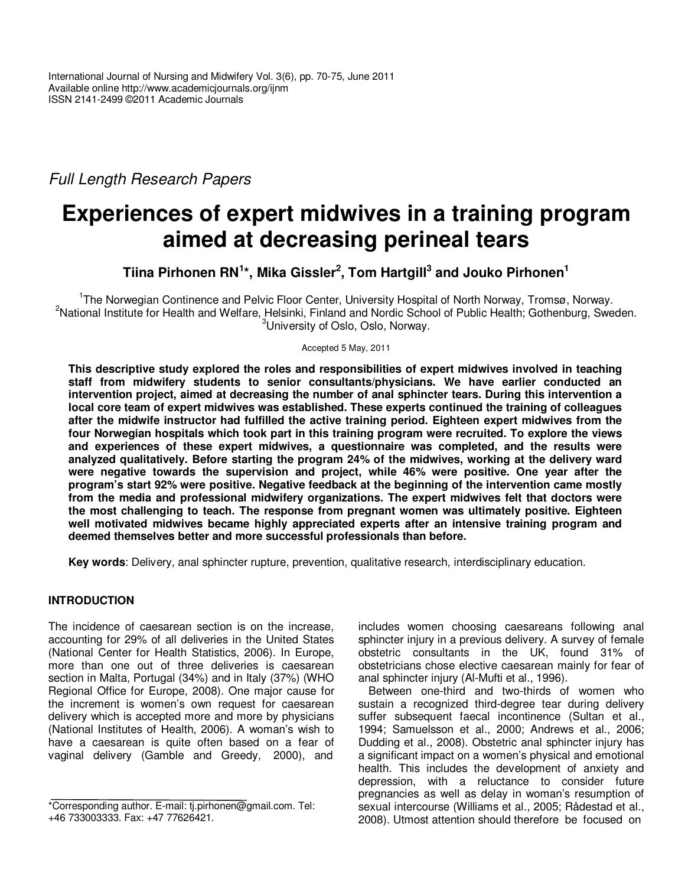*Full Length Research Papers*

# Experiences of expert midwives in a training program aimed at decreasing perineal tears

**Tiina Pirhonen RN[1]*, Mika Gissler[2], Tom Hartgill[3] and Jouko Pirhonen[1]**

[1]The Norwegian Continence and Pelvic Floor Center, University Hospital of North Norway, Tromsø, Norway.
[2]National Institute for Health and Welfare, Helsinki, Finland and Nordic School of Public Health; Gothenburg, Sweden.
[3]University of Oslo, Oslo, Norway.

Accepted 5 May, 2011

**This descriptive study explored the roles and responsibilities of expert midwives involved in teaching staff from midwifery students to senior consultants/physicians. We have earlier conducted an intervention project, aimed at decreasing the number of anal sphincter tears. During this intervention a local core team of expert midwives was established. These experts continued the training of colleagues after the midwife instructor had fulfilled the active training period. Eighteen expert midwives from the four Norwegian hospitals which took part in this training program were recruited. To explore the views and experiences of these expert midwives, a questionnaire was completed, and the results were analyzed qualitatively. Before starting the program 24% of the midwives, working at the delivery ward were negative towards the supervision and project, while 46% were positive. One year after the program's start 92% were positive. Negative feedback at the beginning of the intervention came mostly from the media and professional midwifery organizations. The expert midwives felt that doctors were the most challenging to teach. The response from pregnant women was ultimately positive. Eighteen well motivated midwives became highly appreciated experts after an intensive training program and deemed themselves better and more successful professionals than before.**

**Key words**: Delivery, anal sphincter rupture, prevention, qualitative research, interdisciplinary education.

## INTRODUCTION

The incidence of caesarean section is on the increase, accounting for 29% of all deliveries in the United States (National Center for Health Statistics, 2006). In Europe, more than one out of three deliveries is caesarean section in Malta, Portugal (34%) and in Italy (37%) (WHO Regional Office for Europe, 2008). One major cause for the increment is women's own request for caesarean delivery which is accepted more and more by physicians (National Institutes of Health, 2006). A woman's wish to have a caesarean is quite often based on a fear of vaginal delivery (Gamble and Greedy, 2000), and includes women choosing caesareans following anal sphincter injury in a previous delivery. A survey of female obstetric consultants in the UK, found 31% of obstetricians chose elective caesarean mainly for fear of anal sphincter injury (Al-Mufti et al., 1996).

Between one-third and two-thirds of women who sustain a recognized third-degree tear during delivery suffer subsequent faecal incontinence (Sultan et al., 1994; Samuelsson et al., 2000; Andrews et al., 2006; Dudding et al., 2008). Obstetric anal sphincter injury has a significant impact on a women's physical and emotional health. This includes the development of anxiety and depression, with a reluctance to consider future pregnancies as well as delay in woman's resumption of sexual intercourse (Williams et al., 2005; Rådestad et al., 2008). Utmost attention should therefore be focused on

*Corresponding author. E-mail: tj.pirhonen@gmail.com. Tel: +46 733003333. Fax: +47 77626421.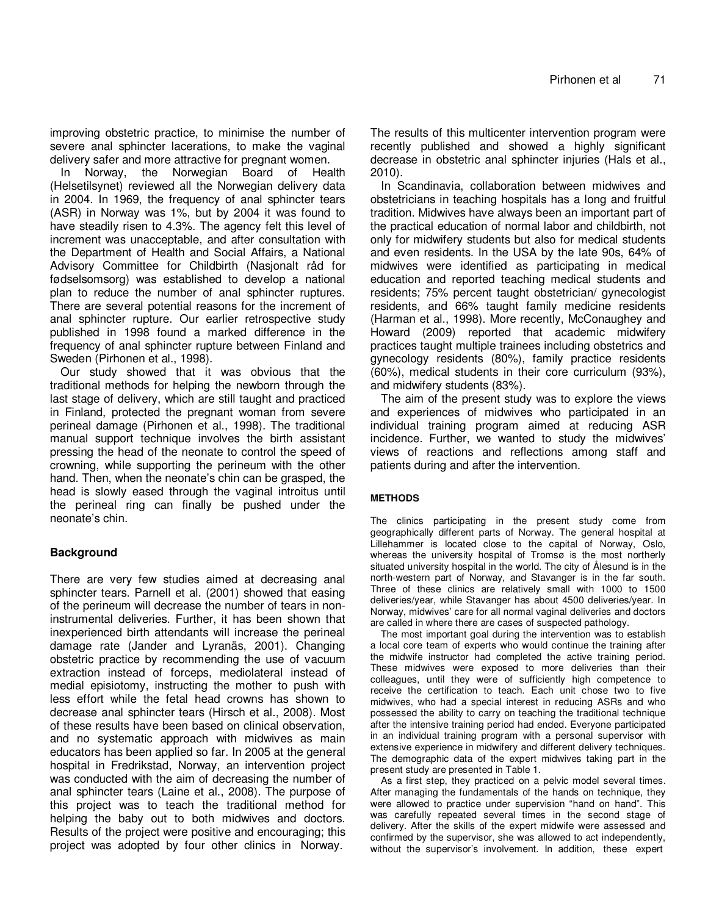improving obstetric practice, to minimise the number of severe anal sphincter lacerations, to make the vaginal delivery safer and more attractive for pregnant women.

In Norway, the Norwegian Board of Health (Helsetilsynet) reviewed all the Norwegian delivery data in 2004. In 1969, the frequency of anal sphincter tears (ASR) in Norway was 1%, but by 2004 it was found to have steadily risen to 4.3%. The agency felt this level of increment was unacceptable, and after consultation with the Department of Health and Social Affairs, a National Advisory Committee for Childbirth (Nasjonalt råd for fødselsomsorg) was established to develop a national plan to reduce the number of anal sphincter ruptures. There are several potential reasons for the increment of anal sphincter rupture. Our earlier retrospective study published in 1998 found a marked difference in the frequency of anal sphincter rupture between Finland and Sweden (Pirhonen et al., 1998).

Our study showed that it was obvious that the traditional methods for helping the newborn through the last stage of delivery, which are still taught and practiced in Finland, protected the pregnant woman from severe perineal damage (Pirhonen et al., 1998). The traditional manual support technique involves the birth assistant pressing the head of the neonate to control the speed of crowning, while supporting the perineum with the other hand. Then, when the neonate's chin can be grasped, the head is slowly eased through the vaginal introitus until the perineal ring can finally be pushed under the neonate's chin.

## Background

There are very few studies aimed at decreasing anal sphincter tears. Parnell et al. (2001) showed that easing of the perineum will decrease the number of tears in non-instrumental deliveries. Further, it has been shown that inexperienced birth attendants will increase the perineal damage rate (Jander and Lyranäs, 2001). Changing obstetric practice by recommending the use of vacuum extraction instead of forceps, mediolateral instead of medial episiotomy, instructing the mother to push with less effort while the fetal head crowns has shown to decrease anal sphincter tears (Hirsch et al., 2008). Most of these results have been based on clinical observation, and no systematic approach with midwives as main educators has been applied so far. In 2005 at the general hospital in Fredrikstad, Norway, an intervention project was conducted with the aim of decreasing the number of anal sphincter tears (Laine et al., 2008). The purpose of this project was to teach the traditional method for helping the baby out to both midwives and doctors. Results of the project were positive and encouraging; this project was adopted by four other clinics in Norway. The results of this multicenter intervention program were recently published and showed a highly significant decrease in obstetric anal sphincter injuries (Hals et al., 2010).

In Scandinavia, collaboration between midwives and obstetricians in teaching hospitals has a long and fruitful tradition. Midwives have always been an important part of the practical education of normal labor and childbirth, not only for midwifery students but also for medical students and even residents. In the USA by the late 90s, 64% of midwives were identified as participating in medical education and reported teaching medical students and residents; 75% percent taught obstetrician/ gynecologist residents, and 66% taught family medicine residents (Harman et al., 1998). More recently, McConaughey and Howard (2009) reported that academic midwifery practices taught multiple trainees including obstetrics and gynecology residents (80%), family practice residents (60%), medical students in their core curriculum (93%), and midwifery students (83%).

The aim of the present study was to explore the views and experiences of midwives who participated in an individual training program aimed at reducing ASR incidence. Further, we wanted to study the midwives' views of reactions and reflections among staff and patients during and after the intervention.

## METHODS

The clinics participating in the present study come from geographically different parts of Norway. The general hospital at Lillehammer is located close to the capital of Norway, Oslo, whereas the university hospital of Tromsø is the most northerly situated university hospital in the world. The city of Ålesund is in the north-western part of Norway, and Stavanger is in the far south. Three of these clinics are relatively small with 1000 to 1500 deliveries/year, while Stavanger has about 4500 deliveries/year. In Norway, midwives' care for all normal vaginal deliveries and doctors are called in where there are cases of suspected pathology.

The most important goal during the intervention was to establish a local core team of experts who would continue the training after the midwife instructor had completed the active training period. These midwives were exposed to more deliveries than their colleagues, until they were of sufficiently high competence to receive the certification to teach. Each unit chose two to five midwives, who had a special interest in reducing ASRs and who possessed the ability to carry on teaching the traditional technique after the intensive training period had ended. Everyone participated in an individual training program with a personal supervisor with extensive experience in midwifery and different delivery techniques. The demographic data of the expert midwives taking part in the present study are presented in Table 1.

As a first step, they practiced on a pelvic model several times. After managing the fundamentals of the hands on technique, they were allowed to practice under supervision "hand on hand". This was carefully repeated several times in the second stage of delivery. After the skills of the expert midwife were assessed and confirmed by the supervisor, she was allowed to act independently, without the supervisor's involvement. In addition, these expert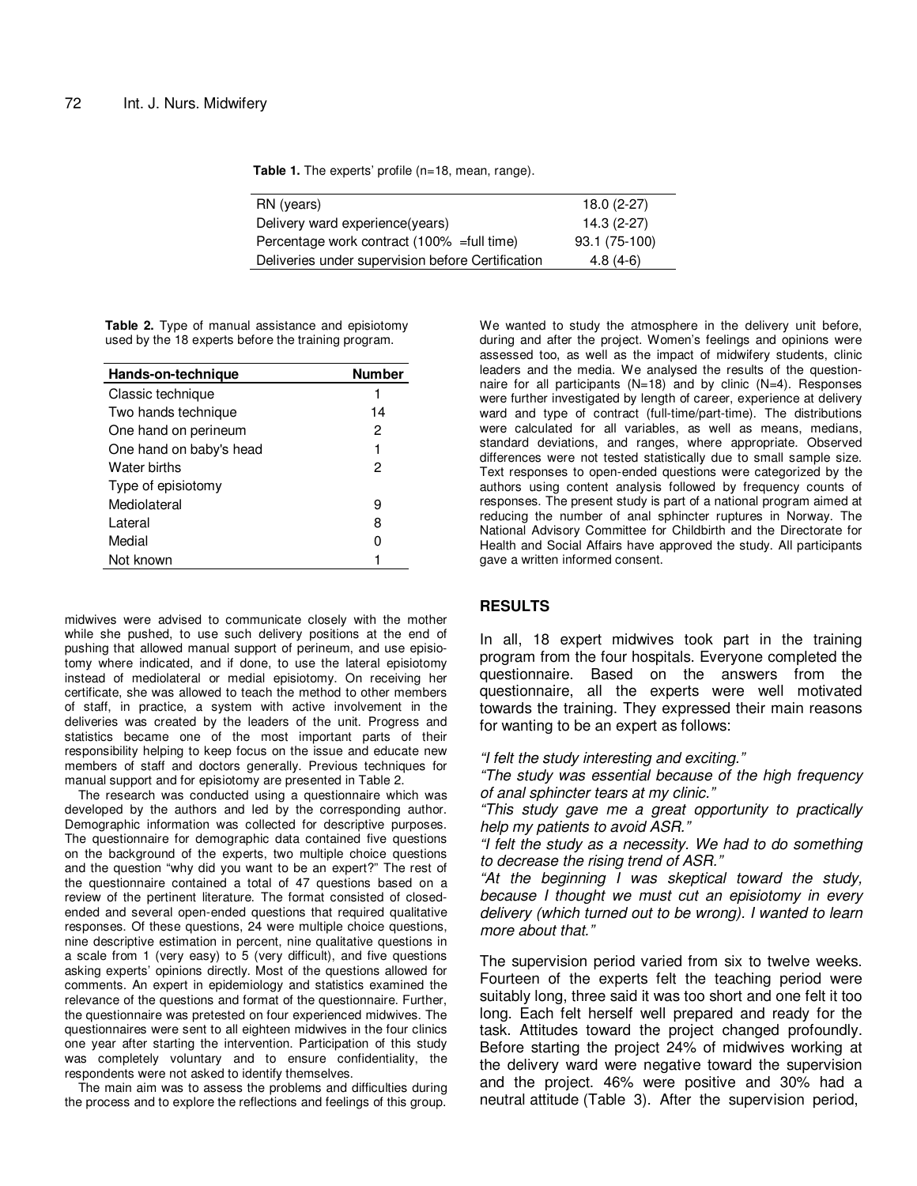**Table 1.** The experts' profile (n=18, mean, range).

| | |
|---|---|
| RN (years) | 18.0 (2-27) |
| Delivery ward experience(years) | 14.3 (2-27) |
| Percentage work contract (100% =full time) | 93.1 (75-100) |
| Deliveries under supervision before Certification | 4.8 (4-6) |

**Table 2.** Type of manual assistance and episiotomy used by the 18 experts before the training program.

| Hands-on-technique | Number |
|---|---|
| Classic technique | 1 |
| Two hands technique | 14 |
| One hand on perineum | 2 |
| One hand on baby's head | 1 |
| Water births | 2 |
| Type of episiotomy | |
| Mediolateral | 9 |
| Lateral | 8 |
| Medial | 0 |
| Not known | 1 |

midwives were advised to communicate closely with the mother while she pushed, to use such delivery positions at the end of pushing that allowed manual support of perineum, and use episiotomy where indicated, and if done, to use the lateral episiotomy instead of mediolateral or medial episiotomy. On receiving her certificate, she was allowed to teach the method to other members of staff, in practice, a system with active involvement in the deliveries was created by the leaders of the unit. Progress and statistics became one of the most important parts of their responsibility helping to keep focus on the issue and educate new members of staff and doctors generally. Previous techniques for manual support and for episiotomy are presented in Table 2.

The research was conducted using a questionnaire which was developed by the authors and led by the corresponding author. Demographic information was collected for descriptive purposes. The questionnaire for demographic data contained five questions on the background of the experts, two multiple choice questions and the question "why did you want to be an expert?" The rest of the questionnaire contained a total of 47 questions based on a review of the pertinent literature. The format consisted of closed-ended and several open-ended questions that required qualitative responses. Of these questions, 24 were multiple choice questions, nine descriptive estimation in percent, nine qualitative questions in a scale from 1 (very easy) to 5 (very difficult), and five questions asking experts' opinions directly. Most of the questions allowed for comments. An expert in epidemiology and statistics examined the relevance of the questions and format of the questionnaire. Further, the questionnaire was pretested on four experienced midwives. The questionnaires were sent to all eighteen midwives in the four clinics one year after starting the intervention. Participation of this study was completely voluntary and to ensure confidentiality, the respondents were not asked to identify themselves.

The main aim was to assess the problems and difficulties during the process and to explore the reflections and feelings of this group. We wanted to study the atmosphere in the delivery unit before, during and after the project. Women's feelings and opinions were assessed too, as well as the impact of midwifery students, clinic leaders and the media. We analysed the results of the questionnaire for all participants (N=18) and by clinic (N=4). Responses were further investigated by length of career, experience at delivery ward and type of contract (full-time/part-time). The distributions were calculated for all variables, as well as means, medians, standard deviations, and ranges, where appropriate. Observed differences were not tested statistically due to small sample size. Text responses to open-ended questions were categorized by the authors using content analysis followed by frequency counts of responses. The present study is part of a national program aimed at reducing the number of anal sphincter ruptures in Norway. The National Advisory Committee for Childbirth and the Directorate for Health and Social Affairs have approved the study. All participants gave a written informed consent.

## RESULTS

In all, 18 expert midwives took part in the training program from the four hospitals. Everyone completed the questionnaire. Based on the answers from the questionnaire, all the experts were well motivated towards the training. They expressed their main reasons for wanting to be an expert as follows:

*"I felt the study interesting and exciting."*

*"The study was essential because of the high frequency of anal sphincter tears at my clinic."*

*"This study gave me a great opportunity to practically help my patients to avoid ASR."*

*"I felt the study as a necessity. We had to do something to decrease the rising trend of ASR."*

*"At the beginning I was skeptical toward the study, because I thought we must cut an episiotomy in every delivery (which turned out to be wrong). I wanted to learn more about that."*

The supervision period varied from six to twelve weeks. Fourteen of the experts felt the teaching period were suitably long, three said it was too short and one felt it too long. Each felt herself well prepared and ready for the task. Attitudes toward the project changed profoundly. Before starting the project 24% of midwives working at the delivery ward were negative toward the supervision and the project. 46% were positive and 30% had a neutral attitude (Table 3). After the supervision period,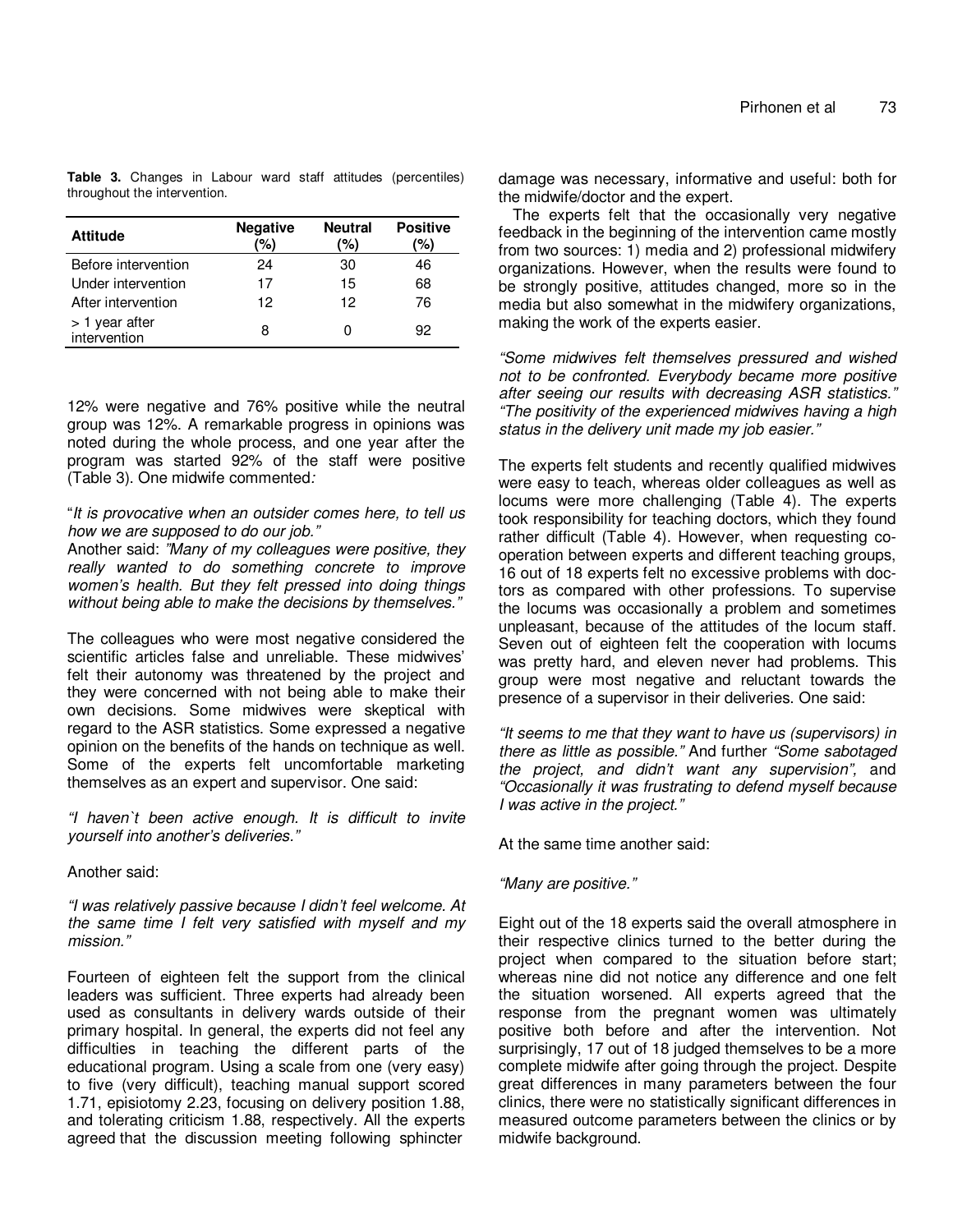**Table 3.** Changes in Labour ward staff attitudes (percentiles) throughout the intervention.

| Attitude | Negative (%) | Neutral (%) | Positive (%) |
|---|---|---|---|
| Before intervention | 24 | 30 | 46 |
| Under intervention | 17 | 15 | 68 |
| After intervention | 12 | 12 | 76 |
| > 1 year after intervention | 8 | 0 | 92 |

12% were negative and 76% positive while the neutral group was 12%. A remarkable progress in opinions was noted during the whole process, and one year after the program was started 92% of the staff were positive (Table 3). One midwife commented*:*

"*It is provocative when an outsider comes here, to tell us how we are supposed to do our job."*

Another said: *"Many of my colleagues were positive, they really wanted to do something concrete to improve women's health. But they felt pressed into doing things without being able to make the decisions by themselves."*

The colleagues who were most negative considered the scientific articles false and unreliable. These midwives' felt their autonomy was threatened by the project and they were concerned with not being able to make their own decisions. Some midwives were skeptical with regard to the ASR statistics. Some expressed a negative opinion on the benefits of the hands on technique as well. Some of the experts felt uncomfortable marketing themselves as an expert and supervisor. One said:

*"I haven`t been active enough. It is difficult to invite yourself into another's deliveries."*

Another said:

*"I was relatively passive because I didn't feel welcome. At the same time I felt very satisfied with myself and my mission."*

Fourteen of eighteen felt the support from the clinical leaders was sufficient. Three experts had already been used as consultants in delivery wards outside of their primary hospital. In general, the experts did not feel any difficulties in teaching the different parts of the educational program. Using a scale from one (very easy) to five (very difficult), teaching manual support scored 1.71, episiotomy 2.23, focusing on delivery position 1.88, and tolerating criticism 1.88, respectively. All the experts agreed that the discussion meeting following sphincter damage was necessary, informative and useful: both for the midwife/doctor and the expert.

The experts felt that the occasionally very negative feedback in the beginning of the intervention came mostly from two sources: 1) media and 2) professional midwifery organizations. However, when the results were found to be strongly positive, attitudes changed, more so in the media but also somewhat in the midwifery organizations, making the work of the experts easier.

*"Some midwives felt themselves pressured and wished not to be confronted. Everybody became more positive after seeing our results with decreasing ASR statistics." "The positivity of the experienced midwives having a high status in the delivery unit made my job easier."*

The experts felt students and recently qualified midwives were easy to teach, whereas older colleagues as well as locums were more challenging (Table 4). The experts took responsibility for teaching doctors, which they found rather difficult (Table 4). However, when requesting co-operation between experts and different teaching groups, 16 out of 18 experts felt no excessive problems with doctors as compared with other professions. To supervise the locums was occasionally a problem and sometimes unpleasant, because of the attitudes of the locum staff. Seven out of eighteen felt the cooperation with locums was pretty hard, and eleven never had problems. This group were most negative and reluctant towards the presence of a supervisor in their deliveries. One said:

*"It seems to me that they want to have us (supervisors) in there as little as possible."* And further *"Some sabotaged the project, and didn't want any supervision",* and *"Occasionally it was frustrating to defend myself because I was active in the project."*

At the same time another said:

*"Many are positive."*

Eight out of the 18 experts said the overall atmosphere in their respective clinics turned to the better during the project when compared to the situation before start; whereas nine did not notice any difference and one felt the situation worsened. All experts agreed that the response from the pregnant women was ultimately positive both before and after the intervention. Not surprisingly, 17 out of 18 judged themselves to be a more complete midwife after going through the project. Despite great differences in many parameters between the four clinics, there were no statistically significant differences in measured outcome parameters between the clinics or by midwife background.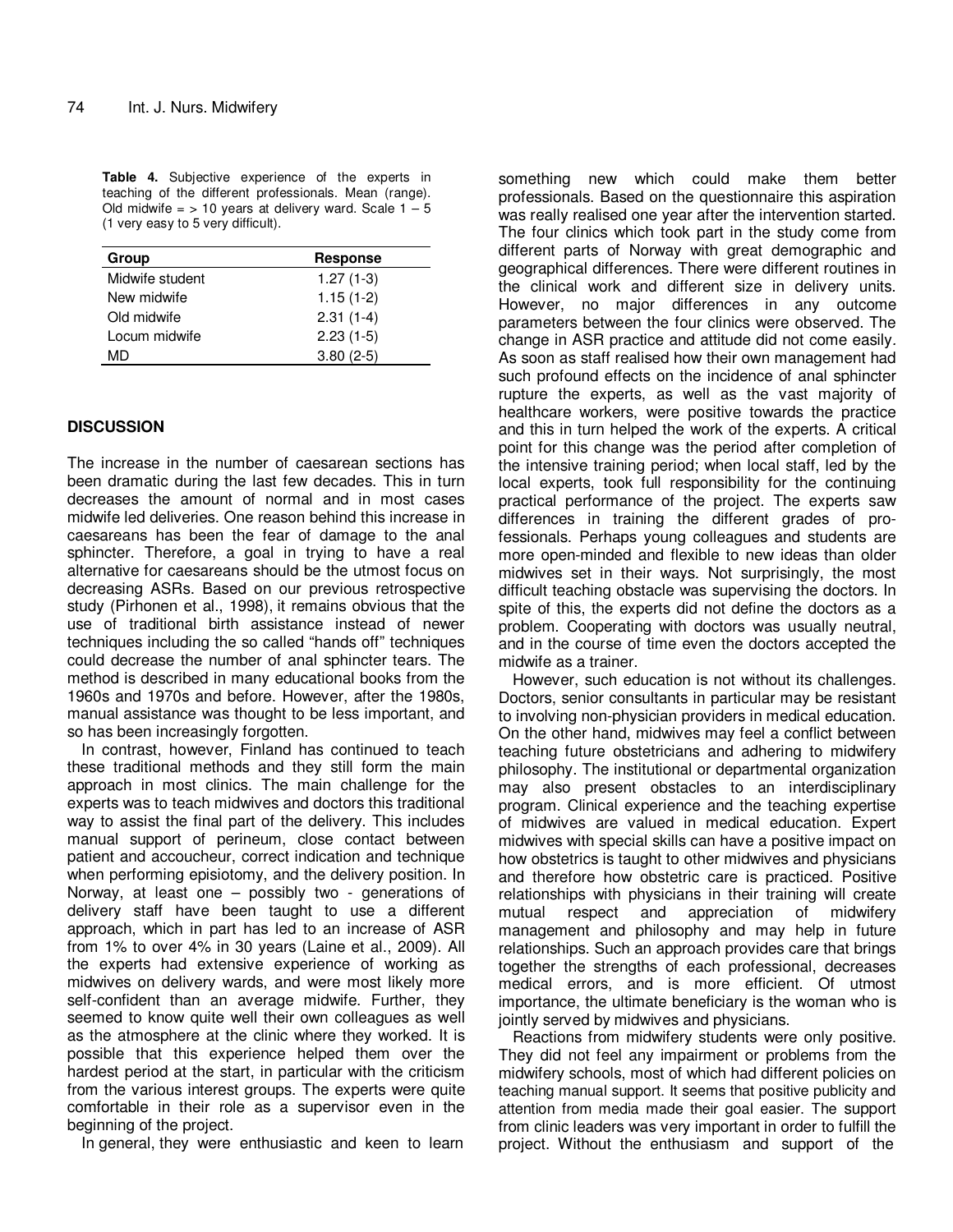**Table 4.** Subjective experience of the experts in teaching of the different professionals. Mean (range). Old midwife = > 10 years at delivery ward. Scale 1 – 5 (1 very easy to 5 very difficult).

| Group | Response |
|---|---|
| Midwife student | 1.27 (1-3) |
| New midwife | 1.15 (1-2) |
| Old midwife | 2.31 (1-4) |
| Locum midwife | 2.23 (1-5) |
| MD | 3.80 (2-5) |

## DISCUSSION

The increase in the number of caesarean sections has been dramatic during the last few decades. This in turn decreases the amount of normal and in most cases midwife led deliveries. One reason behind this increase in caesareans has been the fear of damage to the anal sphincter. Therefore, a goal in trying to have a real alternative for caesareans should be the utmost focus on decreasing ASRs. Based on our previous retrospective study (Pirhonen et al., 1998), it remains obvious that the use of traditional birth assistance instead of newer techniques including the so called "hands off" techniques could decrease the number of anal sphincter tears. The method is described in many educational books from the 1960s and 1970s and before. However, after the 1980s, manual assistance was thought to be less important, and so has been increasingly forgotten.

In contrast, however, Finland has continued to teach these traditional methods and they still form the main approach in most clinics. The main challenge for the experts was to teach midwives and doctors this traditional way to assist the final part of the delivery. This includes manual support of perineum, close contact between patient and accoucheur, correct indication and technique when performing episiotomy, and the delivery position. In Norway, at least one – possibly two - generations of delivery staff have been taught to use a different approach, which in part has led to an increase of ASR from 1% to over 4% in 30 years (Laine et al., 2009). All the experts had extensive experience of working as midwives on delivery wards, and were most likely more self-confident than an average midwife. Further, they seemed to know quite well their own colleagues as well as the atmosphere at the clinic where they worked. It is possible that this experience helped them over the hardest period at the start, in particular with the criticism from the various interest groups. The experts were quite comfortable in their role as a supervisor even in the beginning of the project.

In general, they were enthusiastic and keen to learn something new which could make them better professionals. Based on the questionnaire this aspiration was really realised one year after the intervention started. The four clinics which took part in the study come from different parts of Norway with great demographic and geographical differences. There were different routines in the clinical work and different size in delivery units. However, no major differences in any outcome parameters between the four clinics were observed. The change in ASR practice and attitude did not come easily. As soon as staff realised how their own management had such profound effects on the incidence of anal sphincter rupture the experts, as well as the vast majority of healthcare workers, were positive towards the practice and this in turn helped the work of the experts. A critical point for this change was the period after completion of the intensive training period; when local staff, led by the local experts, took full responsibility for the continuing practical performance of the project. The experts saw differences in training the different grades of professionals. Perhaps young colleagues and students are more open-minded and flexible to new ideas than older midwives set in their ways. Not surprisingly, the most difficult teaching obstacle was supervising the doctors. In spite of this, the experts did not define the doctors as a problem. Cooperating with doctors was usually neutral, and in the course of time even the doctors accepted the midwife as a trainer.

However, such education is not without its challenges. Doctors, senior consultants in particular may be resistant to involving non-physician providers in medical education. On the other hand, midwives may feel a conflict between teaching future obstetricians and adhering to midwifery philosophy. The institutional or departmental organization may also present obstacles to an interdisciplinary program. Clinical experience and the teaching expertise of midwives are valued in medical education. Expert midwives with special skills can have a positive impact on how obstetrics is taught to other midwives and physicians and therefore how obstetric care is practiced. Positive relationships with physicians in their training will create mutual respect and appreciation of midwifery management and philosophy and may help in future relationships. Such an approach provides care that brings together the strengths of each professional, decreases medical errors, and is more efficient. Of utmost importance, the ultimate beneficiary is the woman who is jointly served by midwives and physicians.

Reactions from midwifery students were only positive. They did not feel any impairment or problems from the midwifery schools, most of which had different policies on teaching manual support. It seems that positive publicity and attention from media made their goal easier. The support from clinic leaders was very important in order to fulfill the project. Without the enthusiasm and support of the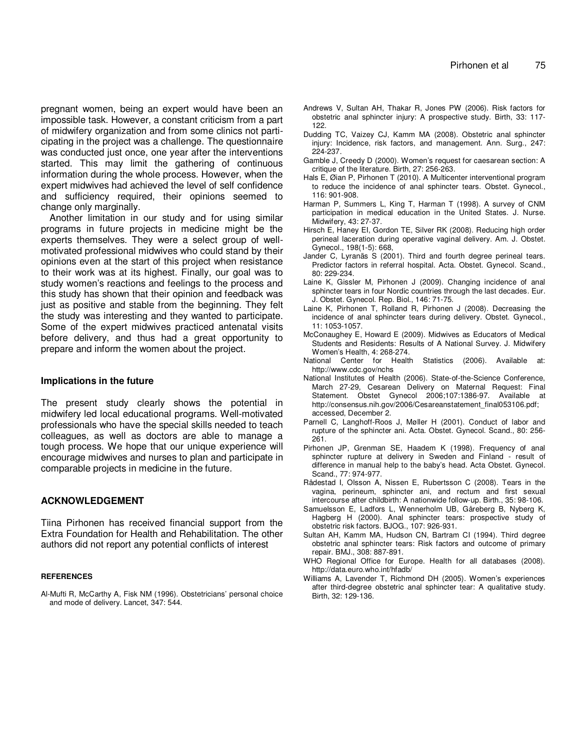pregnant women, being an expert would have been an impossible task. However, a constant criticism from a part of midwifery organization and from some clinics not participating in the project was a challenge. The questionnaire was conducted just once, one year after the interventions started. This may limit the gathering of continuous information during the whole process. However, when the expert midwives had achieved the level of self confidence and sufficiency required, their opinions seemed to change only marginally.

Another limitation in our study and for using similar programs in future projects in medicine might be the experts themselves. They were a select group of well-motivated professional midwives who could stand by their opinions even at the start of this project when resistance to their work was at its highest. Finally, our goal was to study women's reactions and feelings to the process and this study has shown that their opinion and feedback was just as positive and stable from the beginning. They felt the study was interesting and they wanted to participate. Some of the expert midwives practiced antenatal visits before delivery, and thus had a great opportunity to prepare and inform the women about the project.

### Implications in the future

The present study clearly shows the potential in midwifery led local educational programs. Well-motivated professionals who have the special skills needed to teach colleagues, as well as doctors are able to manage a tough process. We hope that our unique experience will encourage midwives and nurses to plan and participate in comparable projects in medicine in the future.

## ACKNOWLEDGEMENT

Tiina Pirhonen has received financial support from the Extra Foundation for Health and Rehabilitation. The other authors did not report any potential conflicts of interest

## REFERENCES

Al-Mufti R, McCarthy A, Fisk NM (1996). Obstetricians' personal choice and mode of delivery. Lancet, 347: 544.

Andrews V, Sultan AH, Thakar R, Jones PW (2006). Risk factors for obstetric anal sphincter injury: A prospective study. Birth, 33: 117-122.

Dudding TC, Vaizey CJ, Kamm MA (2008). Obstetric anal sphincter injury: Incidence, risk factors, and management. Ann. Surg., 247: 224-237.

Gamble J, Creedy D (2000). Women's request for caesarean section: A critique of the literature. Birth, 27: 256-263.

Hals E, Øian P, Pirhonen T (2010). A Multicenter interventional program to reduce the incidence of anal sphincter tears. Obstet. Gynecol., 116: 901-908.

Harman P, Summers L, King T, Harman T (1998). A survey of CNM participation in medical education in the United States. J. Nurse. Midwifery, 43: 27-37.

Hirsch E, Haney EI, Gordon TE, Silver RK (2008). Reducing high order perineal laceration during operative vaginal delivery. Am. J. Obstet. Gynecol., 198(1-5): 668,

Jander C, Lyranäs S (2001). Third and fourth degree perineal tears. Predictor factors in referral hospital. Acta. Obstet. Gynecol. Scand., 80: 229-234.

Laine K, Gissler M, Pirhonen J (2009). Changing incidence of anal sphincter tears in four Nordic countries through the last decades. Eur. J. Obstet. Gynecol. Rep. Biol., 146: 71-75.

Laine K, Pirhonen T, Rolland R, Pirhonen J (2008). Decreasing the incidence of anal sphincter tears during delivery. Obstet. Gynecol., 11: 1053-1057.

McConaughey E, Howard E (2009). Midwives as Educators of Medical Students and Residents: Results of A National Survey. J. Midwifery Women's Health, 4: 268-274.

National Center for Health Statistics (2006). Available at: http://www.cdc.gov/nchs

National Institutes of Health (2006). State-of-the-Science Conference, March 27-29, Cesarean Delivery on Maternal Request: Final Statement. Obstet Gynecol 2006;107:1386-97. Available at http://consensus.nih.gov/2006/Cesareanstatement_final053106.pdf; accessed, December 2.

Parnell C, Langhoff-Roos J, Møller H (2001). Conduct of labor and rupture of the sphincter ani. Acta. Obstet. Gynecol. Scand., 80: 256-261.

Pirhonen JP, Grenman SE, Haadem K (1998). Frequency of anal sphincter rupture at delivery in Sweden and Finland - result of difference in manual help to the baby's head. Acta Obstet. Gynecol. Scand., 77: 974-977.

Rådestad I, Olsson A, Nissen E, Rubertsson C (2008). Tears in the vagina, perineum, sphincter ani, and rectum and first sexual intercourse after childbirth: A nationwide follow-up. Birth., 35: 98-106.

Samuelsson E, Ladfors L, Wennerholm UB, Gåreberg B, Nyberg K, Hagberg H (2000). Anal sphincter tears: prospective study of obstetric risk factors. BJOG., 107: 926-931.

Sultan AH, Kamm MA, Hudson CN, Bartram CI (1994). Third degree obstetric anal sphincter tears: Risk factors and outcome of primary repair. BMJ., 308: 887-891.

WHO Regional Office for Europe. Health for all databases (2008). http://data.euro.who.int/hfadb/

Williams A, Lavender T, Richmond DH (2005). Women's experiences after third-degree obstetric anal sphincter tear: A qualitative study. Birth, 32: 129-136.